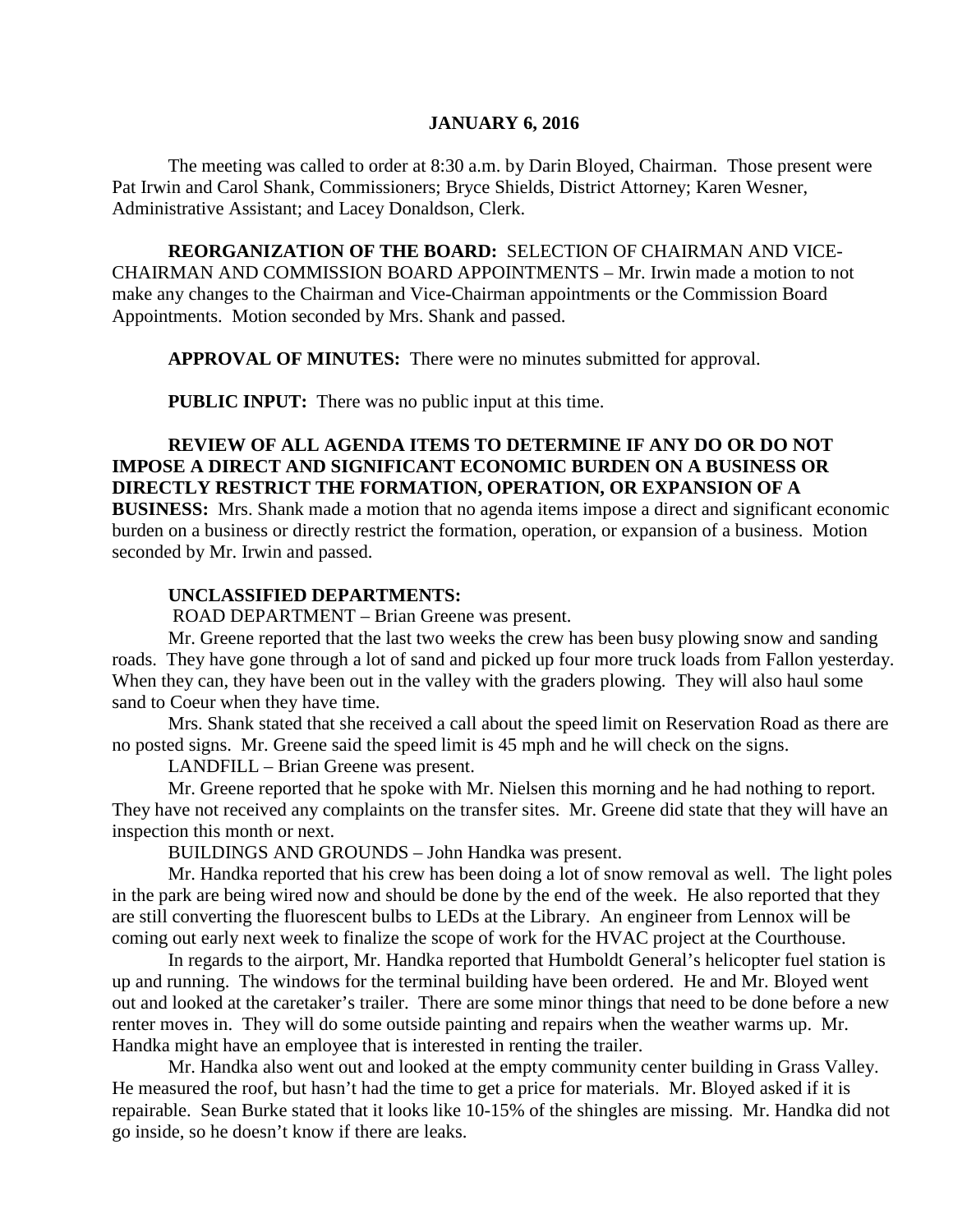# JANUARY 6, 2016

The meeting was called to order at 8:30 a.m. by Darin Bloyed, Chairman. Those present were Pat Irwin and Carol Shank, Commissioners; Bryce Shields, District Attorney; Karen Wesner, Administrative Assistant; and Lacey Donaldson, Clerk.

**REORGANIZATION OF THE BOARD:** SELECTION OF CHAIRMAN AND VICE-CHAIRMAN AND COMMISSION BOARD APPOINTMENTS – Mr. Irwin made a motion to not make any changes to the Chairman and Vice-Chairman appointments or the Commission Board Appointments. Motion seconded by Mrs. Shank and passed.

**APPROVAL OF MINUTES:** There were no minutes submitted for approval.

**PUBLIC INPUT:** There was no public input at this time.

**REVIEW OF ALL AGENDA ITEMS TO DETERMINE IF ANY DO OR DO NOT IMPOSE A DIRECT AND SIGNIFICANT ECONOMIC BURDEN ON A BUSINESS OR DIRECTLY RESTRICT THE FORMATION, OPERATION, OR EXPANSION OF A BUSINESS:** Mrs. Shank made a motion that no agenda items impose a direct and significant economic burden on a business or directly restrict the formation, operation, or expansion of a business. Motion seconded by Mr. Irwin and passed.

**UNCLASSIFIED DEPARTMENTS:**

ROAD DEPARTMENT – Brian Greene was present.

Mr. Greene reported that the last two weeks the crew has been busy plowing snow and sanding roads. They have gone through a lot of sand and picked up four more truck loads from Fallon yesterday. When they can, they have been out in the valley with the graders plowing. They will also haul some sand to Coeur when they have time.

Mrs. Shank stated that she received a call about the speed limit on Reservation Road as there are no posted signs. Mr. Greene said the speed limit is 45 mph and he will check on the signs.

LANDFILL – Brian Greene was present.

Mr. Greene reported that he spoke with Mr. Nielsen this morning and he had nothing to report. They have not received any complaints on the transfer sites. Mr. Greene did state that they will have an inspection this month or next.

BUILDINGS AND GROUNDS – John Handka was present.

Mr. Handka reported that his crew has been doing a lot of snow removal as well. The light poles in the park are being wired now and should be done by the end of the week. He also reported that they are still converting the fluorescent bulbs to LEDs at the Library. An engineer from Lennox will be coming out early next week to finalize the scope of work for the HVAC project at the Courthouse.

In regards to the airport, Mr. Handka reported that Humboldt General's helicopter fuel station is up and running. The windows for the terminal building have been ordered. He and Mr. Bloyed went out and looked at the caretaker's trailer. There are some minor things that need to be done before a new renter moves in. They will do some outside painting and repairs when the weather warms up. Mr. Handka might have an employee that is interested in renting the trailer.

Mr. Handka also went out and looked at the empty community center building in Grass Valley. He measured the roof, but hasn't had the time to get a price for materials. Mr. Bloyed asked if it is repairable. Sean Burke stated that it looks like 10-15% of the shingles are missing. Mr. Handka did not go inside, so he doesn't know if there are leaks.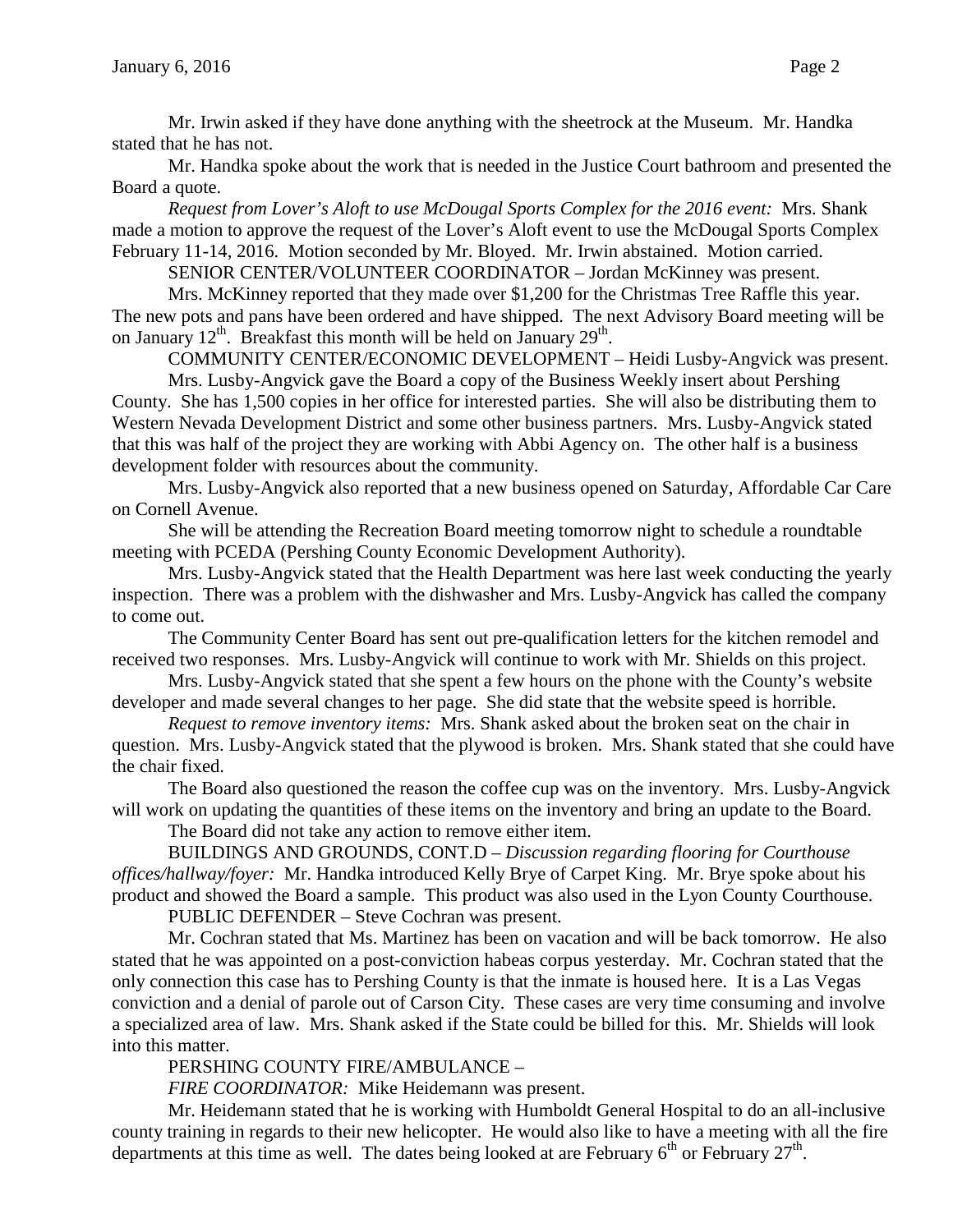Mr. Irwin asked if they have done anything with the sheetrock at the Museum. Mr. Handka stated that he has not.

Mr. Handka spoke about the work that is needed in the Justice Court bathroom and presented the Board a quote.

*Request from Lover's Aloft to use McDougal Sports Complex for the 2016 event:* Mrs. Shank made a motion to approve the request of the Lover's Aloft event to use the McDougal Sports Complex February 11-14, 2016. Motion seconded by Mr. Bloyed. Mr. Irwin abstained. Motion carried.

SENIOR CENTER/VOLUNTEER COORDINATOR – Jordan McKinney was present.

Mrs. McKinney reported that they made over $1,200 for the Christmas Tree Raffle this year. The new pots and pans have been ordered and have shipped. The next Advisory Board meeting will be on January 12th. Breakfast this month will be held on January 29th.

COMMUNITY CENTER/ECONOMIC DEVELOPMENT – Heidi Lusby-Angvick was present.

Mrs. Lusby-Angvick gave the Board a copy of the Business Weekly insert about Pershing County. She has 1,500 copies in her office for interested parties. She will also be distributing them to Western Nevada Development District and some other business partners. Mrs. Lusby-Angvick stated that this was half of the project they are working with Abbi Agency on. The other half is a business development folder with resources about the community.

Mrs. Lusby-Angvick also reported that a new business opened on Saturday, Affordable Car Care on Cornell Avenue.

She will be attending the Recreation Board meeting tomorrow night to schedule a roundtable meeting with PCEDA (Pershing County Economic Development Authority).

Mrs. Lusby-Angvick stated that the Health Department was here last week conducting the yearly inspection. There was a problem with the dishwasher and Mrs. Lusby-Angvick has called the company to come out.

The Community Center Board has sent out pre-qualification letters for the kitchen remodel and received two responses. Mrs. Lusby-Angvick will continue to work with Mr. Shields on this project.

Mrs. Lusby-Angvick stated that she spent a few hours on the phone with the County's website developer and made several changes to her page. She did state that the website speed is horrible.

*Request to remove inventory items:* Mrs. Shank asked about the broken seat on the chair in question. Mrs. Lusby-Angvick stated that the plywood is broken. Mrs. Shank stated that she could have the chair fixed.

The Board also questioned the reason the coffee cup was on the inventory. Mrs. Lusby-Angvick will work on updating the quantities of these items on the inventory and bring an update to the Board.

The Board did not take any action to remove either item.

BUILDINGS AND GROUNDS, CONT.D – *Discussion regarding flooring for Courthouse offices/hallway/foyer:* Mr. Handka introduced Kelly Brye of Carpet King. Mr. Brye spoke about his product and showed the Board a sample. This product was also used in the Lyon County Courthouse.

PUBLIC DEFENDER – Steve Cochran was present.

Mr. Cochran stated that Ms. Martinez has been on vacation and will be back tomorrow. He also stated that he was appointed on a post-conviction habeas corpus yesterday. Mr. Cochran stated that the only connection this case has to Pershing County is that the inmate is housed here. It is a Las Vegas conviction and a denial of parole out of Carson City. These cases are very time consuming and involve a specialized area of law. Mrs. Shank asked if the State could be billed for this. Mr. Shields will look into this matter.

PERSHING COUNTY FIRE/AMBULANCE –

*FIRE COORDINATOR:* Mike Heidemann was present.

Mr. Heidemann stated that he is working with Humboldt General Hospital to do an all-inclusive county training in regards to their new helicopter. He would also like to have a meeting with all the fire departments at this time as well. The dates being looked at are February 6th or February 27th.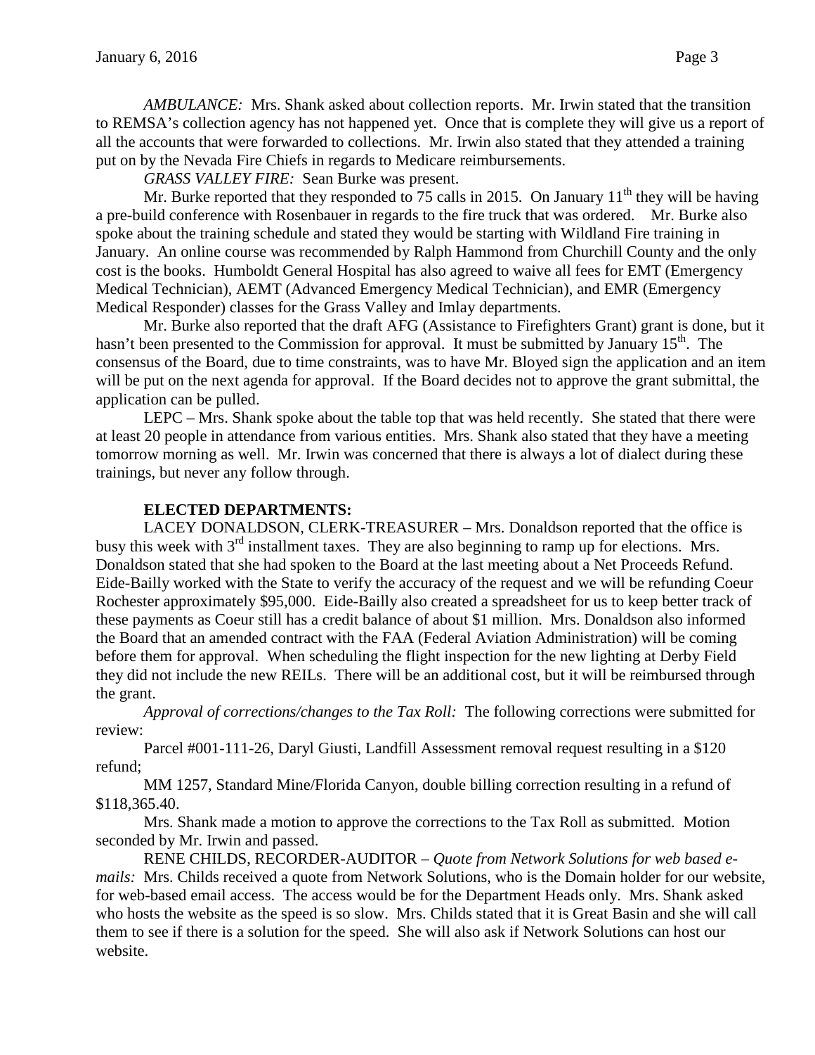*AMBULANCE:* Mrs. Shank asked about collection reports. Mr. Irwin stated that the transition to REMSA's collection agency has not happened yet. Once that is complete they will give us a report of all the accounts that were forwarded to collections. Mr. Irwin also stated that they attended a training put on by the Nevada Fire Chiefs in regards to Medicare reimbursements.

*GRASS VALLEY FIRE:* Sean Burke was present.

Mr. Burke reported that they responded to 75 calls in 2015. On January 11th they will be having a pre-build conference with Rosenbauer in regards to the fire truck that was ordered. Mr. Burke also spoke about the training schedule and stated they would be starting with Wildland Fire training in January. An online course was recommended by Ralph Hammond from Churchill County and the only cost is the books. Humboldt General Hospital has also agreed to waive all fees for EMT (Emergency Medical Technician), AEMT (Advanced Emergency Medical Technician), and EMR (Emergency Medical Responder) classes for the Grass Valley and Imlay departments.

Mr. Burke also reported that the draft AFG (Assistance to Firefighters Grant) grant is done, but it hasn't been presented to the Commission for approval. It must be submitted by January 15th. The consensus of the Board, due to time constraints, was to have Mr. Bloyed sign the application and an item will be put on the next agenda for approval. If the Board decides not to approve the grant submittal, the application can be pulled.

LEPC – Mrs. Shank spoke about the table top that was held recently. She stated that there were at least 20 people in attendance from various entities. Mrs. Shank also stated that they have a meeting tomorrow morning as well. Mr. Irwin was concerned that there is always a lot of dialect during these trainings, but never any follow through.

**ELECTED DEPARTMENTS:**

LACEY DONALDSON, CLERK-TREASURER – Mrs. Donaldson reported that the office is busy this week with 3rd installment taxes. They are also beginning to ramp up for elections. Mrs. Donaldson stated that she had spoken to the Board at the last meeting about a Net Proceeds Refund. Eide-Bailly worked with the State to verify the accuracy of the request and we will be refunding Coeur Rochester approximately $95,000. Eide-Bailly also created a spreadsheet for us to keep better track of these payments as Coeur still has a credit balance of about $1 million. Mrs. Donaldson also informed the Board that an amended contract with the FAA (Federal Aviation Administration) will be coming before them for approval. When scheduling the flight inspection for the new lighting at Derby Field they did not include the new REILs. There will be an additional cost, but it will be reimbursed through the grant.

*Approval of corrections/changes to the Tax Roll:* The following corrections were submitted for review:

Parcel #001-111-26, Daryl Giusti, Landfill Assessment removal request resulting in a $120 refund;

MM 1257, Standard Mine/Florida Canyon, double billing correction resulting in a refund of $118,365.40.

Mrs. Shank made a motion to approve the corrections to the Tax Roll as submitted. Motion seconded by Mr. Irwin and passed.

RENE CHILDS, RECORDER-AUDITOR – *Quote from Network Solutions for web based e-mails:* Mrs. Childs received a quote from Network Solutions, who is the Domain holder for our website, for web-based email access. The access would be for the Department Heads only. Mrs. Shank asked who hosts the website as the speed is so slow. Mrs. Childs stated that it is Great Basin and she will call them to see if there is a solution for the speed. She will also ask if Network Solutions can host our website.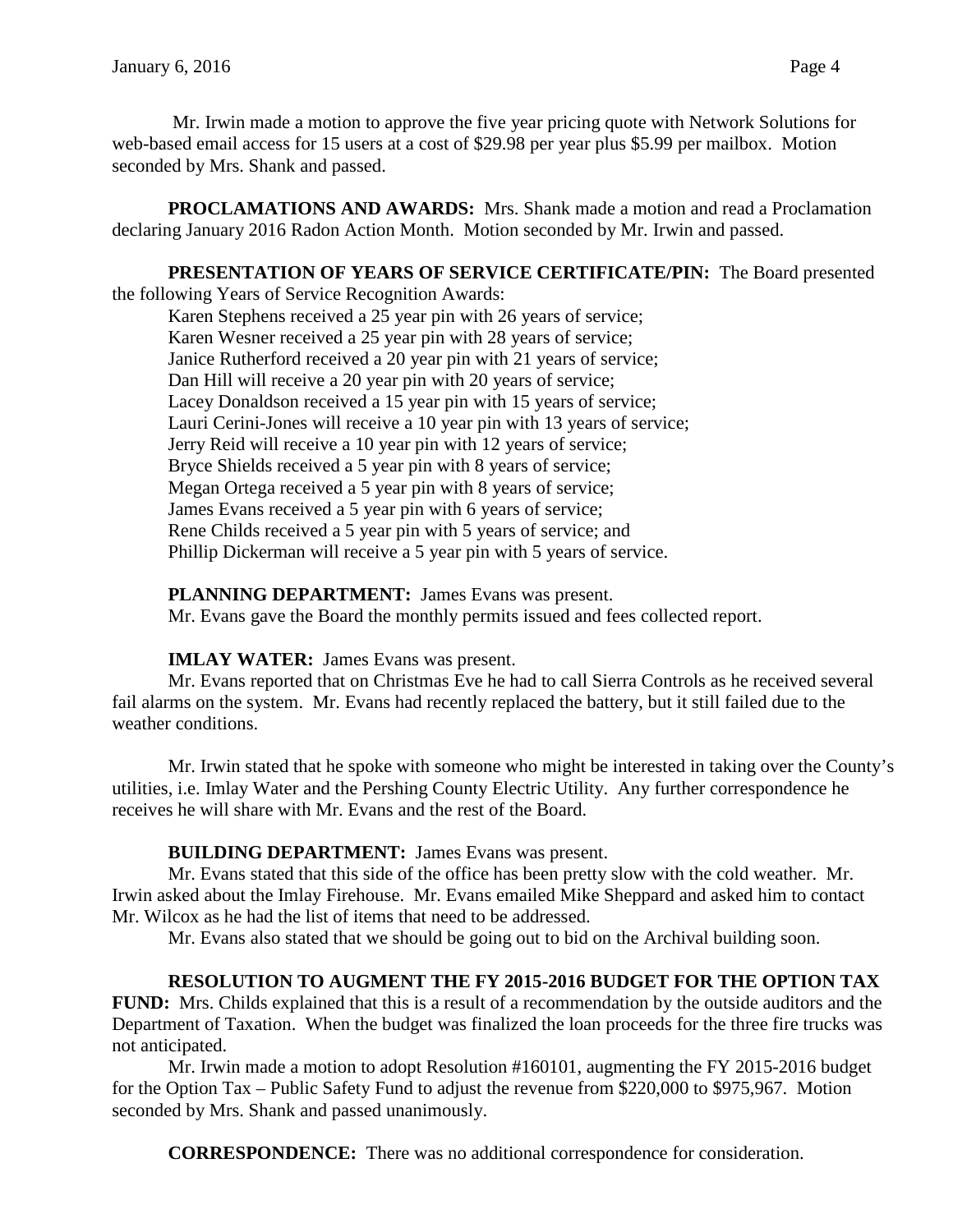Mr. Irwin made a motion to approve the five year pricing quote with Network Solutions for web-based email access for 15 users at a cost of $29.98 per year plus $5.99 per mailbox. Motion seconded by Mrs. Shank and passed.

**PROCLAMATIONS AND AWARDS:** Mrs. Shank made a motion and read a Proclamation declaring January 2016 Radon Action Month. Motion seconded by Mr. Irwin and passed.

**PRESENTATION OF YEARS OF SERVICE CERTIFICATE/PIN:** The Board presented the following Years of Service Recognition Awards:

Karen Stephens received a 25 year pin with 26 years of service;
Karen Wesner received a 25 year pin with 28 years of service;
Janice Rutherford received a 20 year pin with 21 years of service;
Dan Hill will receive a 20 year pin with 20 years of service;
Lacey Donaldson received a 15 year pin with 15 years of service;
Lauri Cerini-Jones will receive a 10 year pin with 13 years of service;
Jerry Reid will receive a 10 year pin with 12 years of service;
Bryce Shields received a 5 year pin with 8 years of service;
Megan Ortega received a 5 year pin with 8 years of service;
James Evans received a 5 year pin with 6 years of service;
Rene Childs received a 5 year pin with 5 years of service; and
Phillip Dickerman will receive a 5 year pin with 5 years of service.

**PLANNING DEPARTMENT:** James Evans was present.

Mr. Evans gave the Board the monthly permits issued and fees collected report.

**IMLAY WATER:** James Evans was present.

Mr. Evans reported that on Christmas Eve he had to call Sierra Controls as he received several fail alarms on the system. Mr. Evans had recently replaced the battery, but it still failed due to the weather conditions.

Mr. Irwin stated that he spoke with someone who might be interested in taking over the County's utilities, i.e. Imlay Water and the Pershing County Electric Utility. Any further correspondence he receives he will share with Mr. Evans and the rest of the Board.

**BUILDING DEPARTMENT:** James Evans was present.

Mr. Evans stated that this side of the office has been pretty slow with the cold weather. Mr. Irwin asked about the Imlay Firehouse. Mr. Evans emailed Mike Sheppard and asked him to contact Mr. Wilcox as he had the list of items that need to be addressed.

Mr. Evans also stated that we should be going out to bid on the Archival building soon.

**RESOLUTION TO AUGMENT THE FY 2015-2016 BUDGET FOR THE OPTION TAX FUND:** Mrs. Childs explained that this is a result of a recommendation by the outside auditors and the Department of Taxation. When the budget was finalized the loan proceeds for the three fire trucks was not anticipated.

Mr. Irwin made a motion to adopt Resolution #160101, augmenting the FY 2015-2016 budget for the Option Tax – Public Safety Fund to adjust the revenue from $220,000 to $975,967. Motion seconded by Mrs. Shank and passed unanimously.

**CORRESPONDENCE:** There was no additional correspondence for consideration.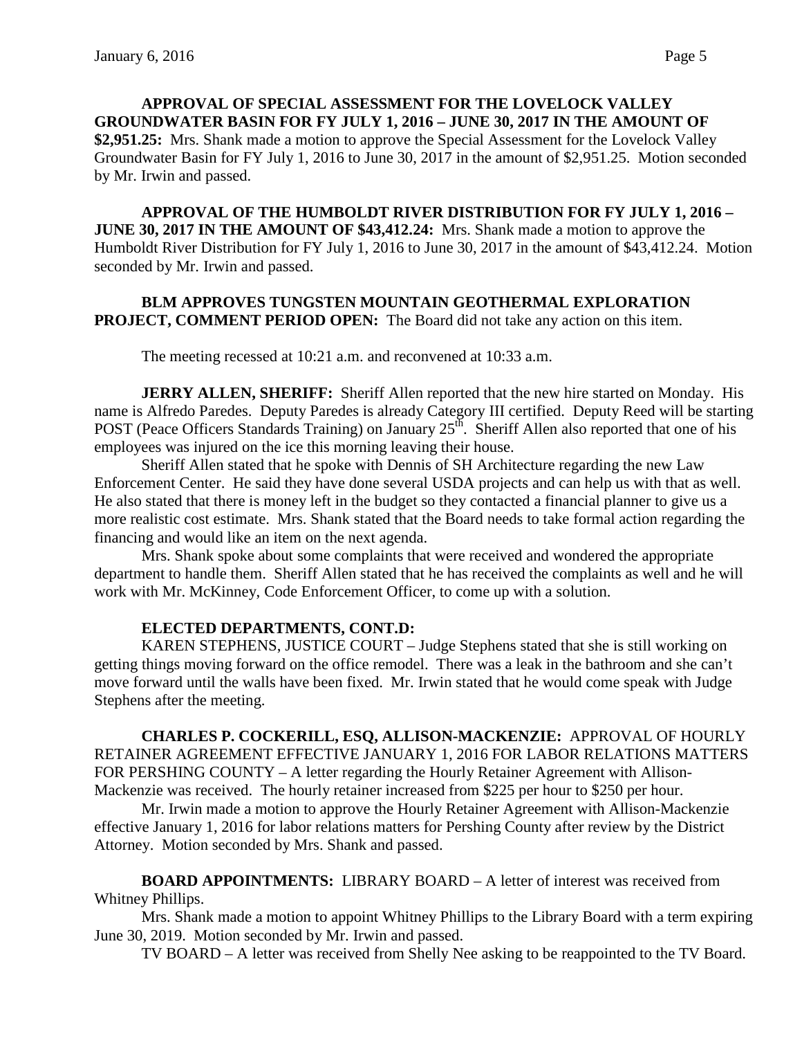**APPROVAL OF SPECIAL ASSESSMENT FOR THE LOVELOCK VALLEY GROUNDWATER BASIN FOR FY JULY 1, 2016 – JUNE 30, 2017 IN THE AMOUNT OF $2,951.25:** Mrs. Shank made a motion to approve the Special Assessment for the Lovelock Valley Groundwater Basin for FY July 1, 2016 to June 30, 2017 in the amount of $2,951.25. Motion seconded by Mr. Irwin and passed.

**APPROVAL OF THE HUMBOLDT RIVER DISTRIBUTION FOR FY JULY 1, 2016 – JUNE 30, 2017 IN THE AMOUNT OF $43,412.24:** Mrs. Shank made a motion to approve the Humboldt River Distribution for FY July 1, 2016 to June 30, 2017 in the amount of $43,412.24. Motion seconded by Mr. Irwin and passed.

**BLM APPROVES TUNGSTEN MOUNTAIN GEOTHERMAL EXPLORATION PROJECT, COMMENT PERIOD OPEN:** The Board did not take any action on this item.

The meeting recessed at 10:21 a.m. and reconvened at 10:33 a.m.

**JERRY ALLEN, SHERIFF:** Sheriff Allen reported that the new hire started on Monday. His name is Alfredo Paredes. Deputy Paredes is already Category III certified. Deputy Reed will be starting POST (Peace Officers Standards Training) on January 25th. Sheriff Allen also reported that one of his employees was injured on the ice this morning leaving their house.

Sheriff Allen stated that he spoke with Dennis of SH Architecture regarding the new Law Enforcement Center. He said they have done several USDA projects and can help us with that as well. He also stated that there is money left in the budget so they contacted a financial planner to give us a more realistic cost estimate. Mrs. Shank stated that the Board needs to take formal action regarding the financing and would like an item on the next agenda.

Mrs. Shank spoke about some complaints that were received and wondered the appropriate department to handle them. Sheriff Allen stated that he has received the complaints as well and he will work with Mr. McKinney, Code Enforcement Officer, to come up with a solution.

**ELECTED DEPARTMENTS, CONT.D:**

KAREN STEPHENS, JUSTICE COURT – Judge Stephens stated that she is still working on getting things moving forward on the office remodel. There was a leak in the bathroom and she can't move forward until the walls have been fixed. Mr. Irwin stated that he would come speak with Judge Stephens after the meeting.

**CHARLES P. COCKERILL, ESQ, ALLISON-MACKENZIE:** APPROVAL OF HOURLY RETAINER AGREEMENT EFFECTIVE JANUARY 1, 2016 FOR LABOR RELATIONS MATTERS FOR PERSHING COUNTY – A letter regarding the Hourly Retainer Agreement with Allison-Mackenzie was received. The hourly retainer increased from $225 per hour to $250 per hour.

Mr. Irwin made a motion to approve the Hourly Retainer Agreement with Allison-Mackenzie effective January 1, 2016 for labor relations matters for Pershing County after review by the District Attorney. Motion seconded by Mrs. Shank and passed.

**BOARD APPOINTMENTS:** LIBRARY BOARD – A letter of interest was received from Whitney Phillips.

Mrs. Shank made a motion to appoint Whitney Phillips to the Library Board with a term expiring June 30, 2019. Motion seconded by Mr. Irwin and passed.

TV BOARD – A letter was received from Shelly Nee asking to be reappointed to the TV Board.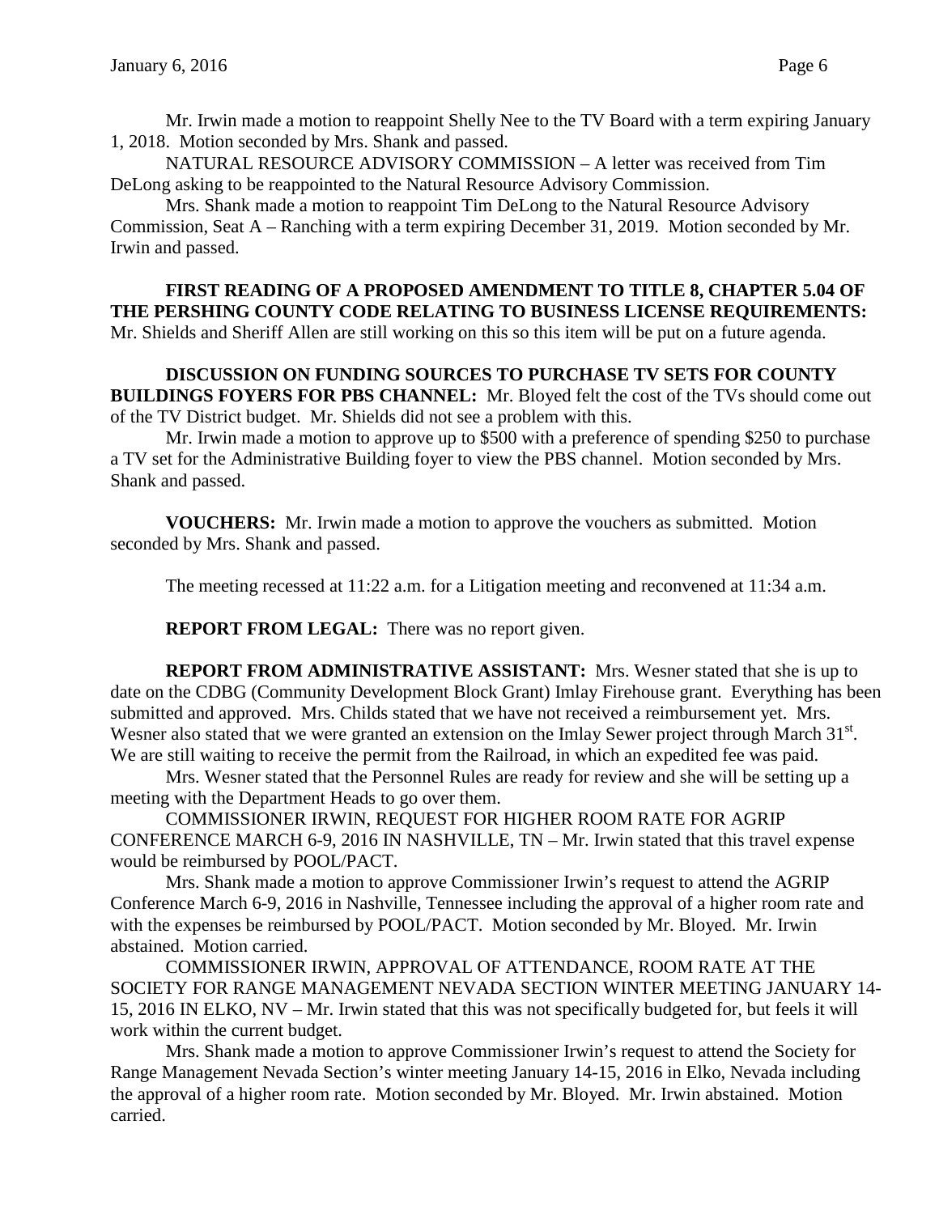Mr. Irwin made a motion to reappoint Shelly Nee to the TV Board with a term expiring January 1, 2018. Motion seconded by Mrs. Shank and passed.

NATURAL RESOURCE ADVISORY COMMISSION – A letter was received from Tim DeLong asking to be reappointed to the Natural Resource Advisory Commission.

Mrs. Shank made a motion to reappoint Tim DeLong to the Natural Resource Advisory Commission, Seat A – Ranching with a term expiring December 31, 2019. Motion seconded by Mr. Irwin and passed.

**FIRST READING OF A PROPOSED AMENDMENT TO TITLE 8, CHAPTER 5.04 OF THE PERSHING COUNTY CODE RELATING TO BUSINESS LICENSE REQUIREMENTS:** Mr. Shields and Sheriff Allen are still working on this so this item will be put on a future agenda.

**DISCUSSION ON FUNDING SOURCES TO PURCHASE TV SETS FOR COUNTY BUILDINGS FOYERS FOR PBS CHANNEL:** Mr. Bloyed felt the cost of the TVs should come out of the TV District budget. Mr. Shields did not see a problem with this.

Mr. Irwin made a motion to approve up to $500 with a preference of spending $250 to purchase a TV set for the Administrative Building foyer to view the PBS channel. Motion seconded by Mrs. Shank and passed.

**VOUCHERS:** Mr. Irwin made a motion to approve the vouchers as submitted. Motion seconded by Mrs. Shank and passed.

The meeting recessed at 11:22 a.m. for a Litigation meeting and reconvened at 11:34 a.m.

**REPORT FROM LEGAL:** There was no report given.

**REPORT FROM ADMINISTRATIVE ASSISTANT:** Mrs. Wesner stated that she is up to date on the CDBG (Community Development Block Grant) Imlay Firehouse grant. Everything has been submitted and approved. Mrs. Childs stated that we have not received a reimbursement yet. Mrs. Wesner also stated that we were granted an extension on the Imlay Sewer project through March 31st. We are still waiting to receive the permit from the Railroad, in which an expedited fee was paid.

Mrs. Wesner stated that the Personnel Rules are ready for review and she will be setting up a meeting with the Department Heads to go over them.

COMMISSIONER IRWIN, REQUEST FOR HIGHER ROOM RATE FOR AGRIP CONFERENCE MARCH 6-9, 2016 IN NASHVILLE, TN – Mr. Irwin stated that this travel expense would be reimbursed by POOL/PACT.

Mrs. Shank made a motion to approve Commissioner Irwin's request to attend the AGRIP Conference March 6-9, 2016 in Nashville, Tennessee including the approval of a higher room rate and with the expenses be reimbursed by POOL/PACT. Motion seconded by Mr. Bloyed. Mr. Irwin abstained. Motion carried.

COMMISSIONER IRWIN, APPROVAL OF ATTENDANCE, ROOM RATE AT THE SOCIETY FOR RANGE MANAGEMENT NEVADA SECTION WINTER MEETING JANUARY 14-15, 2016 IN ELKO, NV – Mr. Irwin stated that this was not specifically budgeted for, but feels it will work within the current budget.

Mrs. Shank made a motion to approve Commissioner Irwin's request to attend the Society for Range Management Nevada Section's winter meeting January 14-15, 2016 in Elko, Nevada including the approval of a higher room rate. Motion seconded by Mr. Bloyed. Mr. Irwin abstained. Motion carried.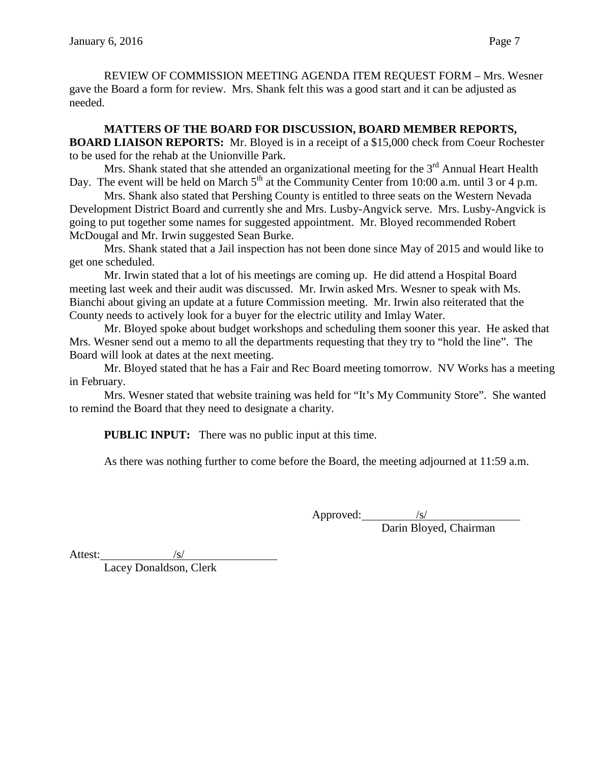REVIEW OF COMMISSION MEETING AGENDA ITEM REQUEST FORM – Mrs. Wesner gave the Board a form for review. Mrs. Shank felt this was a good start and it can be adjusted as needed.

**MATTERS OF THE BOARD FOR DISCUSSION, BOARD MEMBER REPORTS, BOARD LIAISON REPORTS:** Mr. Bloyed is in a receipt of a $15,000 check from Coeur Rochester to be used for the rehab at the Unionville Park.

Mrs. Shank stated that she attended an organizational meeting for the 3rd Annual Heart Health Day. The event will be held on March 5th at the Community Center from 10:00 a.m. until 3 or 4 p.m.

Mrs. Shank also stated that Pershing County is entitled to three seats on the Western Nevada Development District Board and currently she and Mrs. Lusby-Angvick serve. Mrs. Lusby-Angvick is going to put together some names for suggested appointment. Mr. Bloyed recommended Robert McDougal and Mr. Irwin suggested Sean Burke.

Mrs. Shank stated that a Jail inspection has not been done since May of 2015 and would like to get one scheduled.

Mr. Irwin stated that a lot of his meetings are coming up. He did attend a Hospital Board meeting last week and their audit was discussed. Mr. Irwin asked Mrs. Wesner to speak with Ms. Bianchi about giving an update at a future Commission meeting. Mr. Irwin also reiterated that the County needs to actively look for a buyer for the electric utility and Imlay Water.

Mr. Bloyed spoke about budget workshops and scheduling them sooner this year. He asked that Mrs. Wesner send out a memo to all the departments requesting that they try to "hold the line". The Board will look at dates at the next meeting.

Mr. Bloyed stated that he has a Fair and Rec Board meeting tomorrow. NV Works has a meeting in February.

Mrs. Wesner stated that website training was held for "It's My Community Store". She wanted to remind the Board that they need to designate a charity.

**PUBLIC INPUT:** There was no public input at this time.

As there was nothing further to come before the Board, the meeting adjourned at 11:59 a.m.

Approved: /s/
Darin Bloyed, Chairman

Attest: /s/
Lacey Donaldson, Clerk